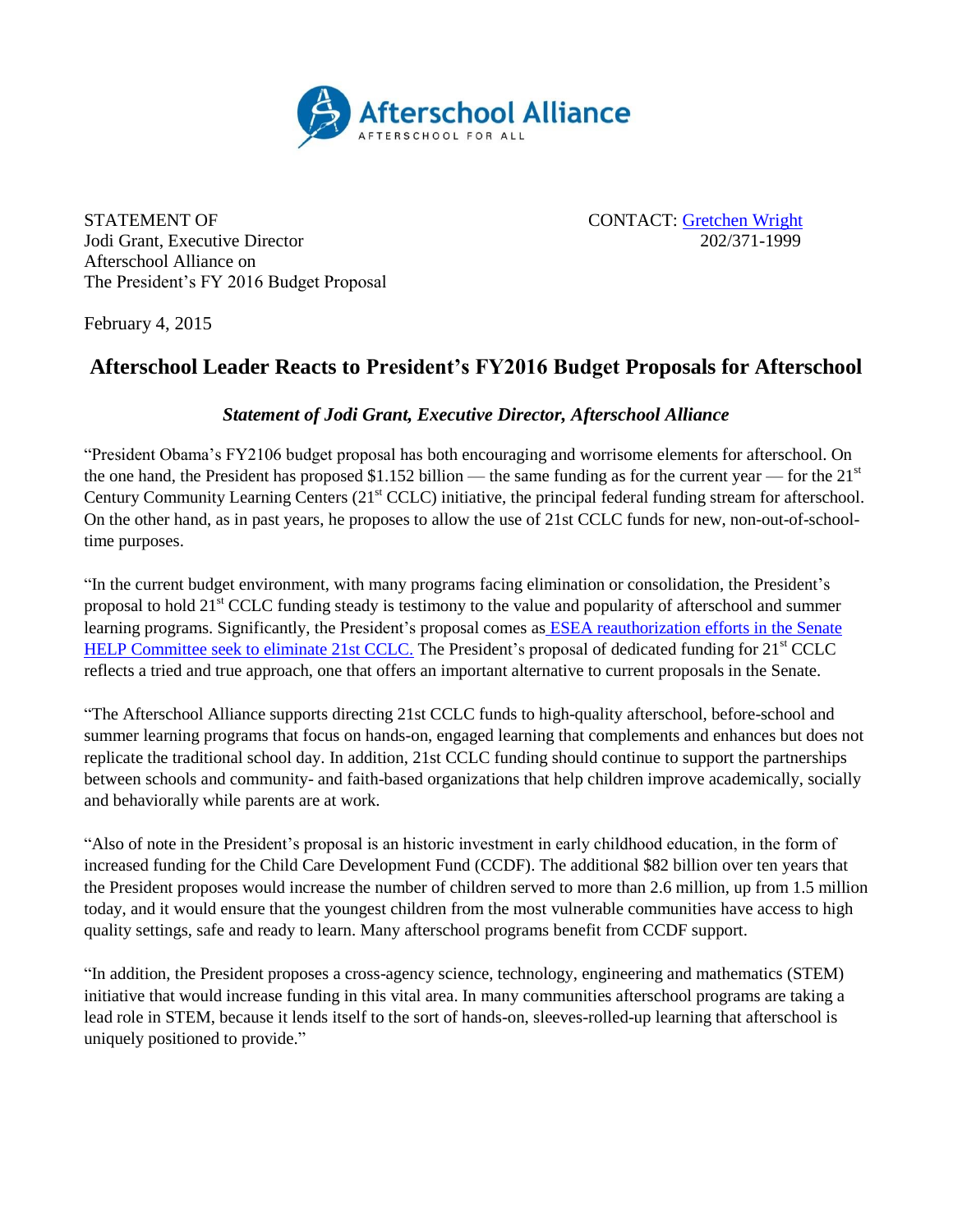STATEMENT OF
Jodi Grant, Executive Director
Afterschool Alliance on
The President's FY 2016 Budget Proposal

CONTACT: Gretchen Wright
202/371-1999

February 4, 2015

## Afterschool Leader Reacts to President's FY2016 Budget Proposals for Afterschool

### *Statement of Jodi Grant, Executive Director, Afterschool Alliance*

"President Obama's FY2106 budget proposal has both encouraging and worrisome elements for afterschool. On the one hand, the President has proposed $1.152 billion — the same funding as for the current year — for the 21st Century Community Learning Centers (21st CCLC) initiative, the principal federal funding stream for afterschool. On the other hand, as in past years, he proposes to allow the use of 21st CCLC funds for new, non-out-of-school-time purposes.

"In the current budget environment, with many programs facing elimination or consolidation, the President's proposal to hold 21st CCLC funding steady is testimony to the value and popularity of afterschool and summer learning programs. Significantly, the President's proposal comes as ESEA reauthorization efforts in the Senate HELP Committee seek to eliminate 21st CCLC. The President's proposal of dedicated funding for 21st CCLC reflects a tried and true approach, one that offers an important alternative to current proposals in the Senate.

"The Afterschool Alliance supports directing 21st CCLC funds to high-quality afterschool, before-school and summer learning programs that focus on hands-on, engaged learning that complements and enhances but does not replicate the traditional school day. In addition, 21st CCLC funding should continue to support the partnerships between schools and community- and faith-based organizations that help children improve academically, socially and behaviorally while parents are at work.

"Also of note in the President's proposal is an historic investment in early childhood education, in the form of increased funding for the Child Care Development Fund (CCDF). The additional $82 billion over ten years that the President proposes would increase the number of children served to more than 2.6 million, up from 1.5 million today, and it would ensure that the youngest children from the most vulnerable communities have access to high quality settings, safe and ready to learn. Many afterschool programs benefit from CCDF support.

"In addition, the President proposes a cross-agency science, technology, engineering and mathematics (STEM) initiative that would increase funding in this vital area. In many communities afterschool programs are taking a lead role in STEM, because it lends itself to the sort of hands-on, sleeves-rolled-up learning that afterschool is uniquely positioned to provide."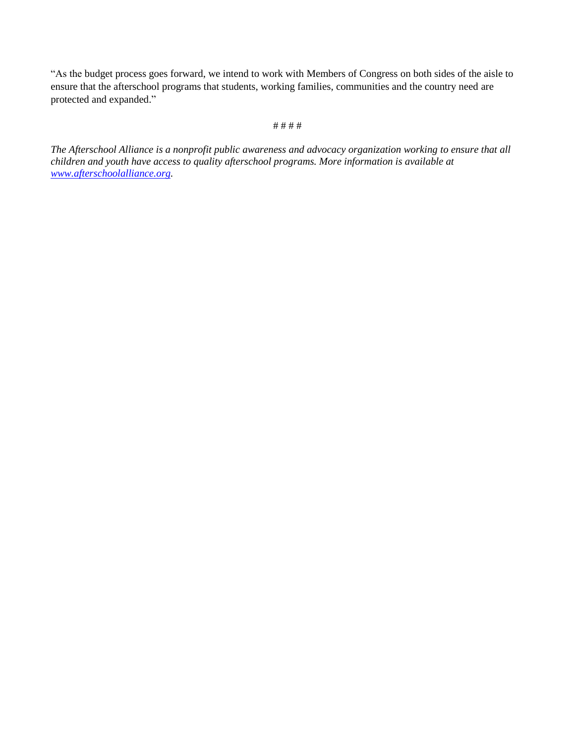"As the budget process goes forward, we intend to work with Members of Congress on both sides of the aisle to ensure that the afterschool programs that students, working families, communities and the country need are protected and expanded."

# # # #

*The Afterschool Alliance is a nonprofit public awareness and advocacy organization working to ensure that all children and youth have access to quality afterschool programs. More information is available at [www.afterschoolalliance.org](http://www.afterschoolalliance.org).*